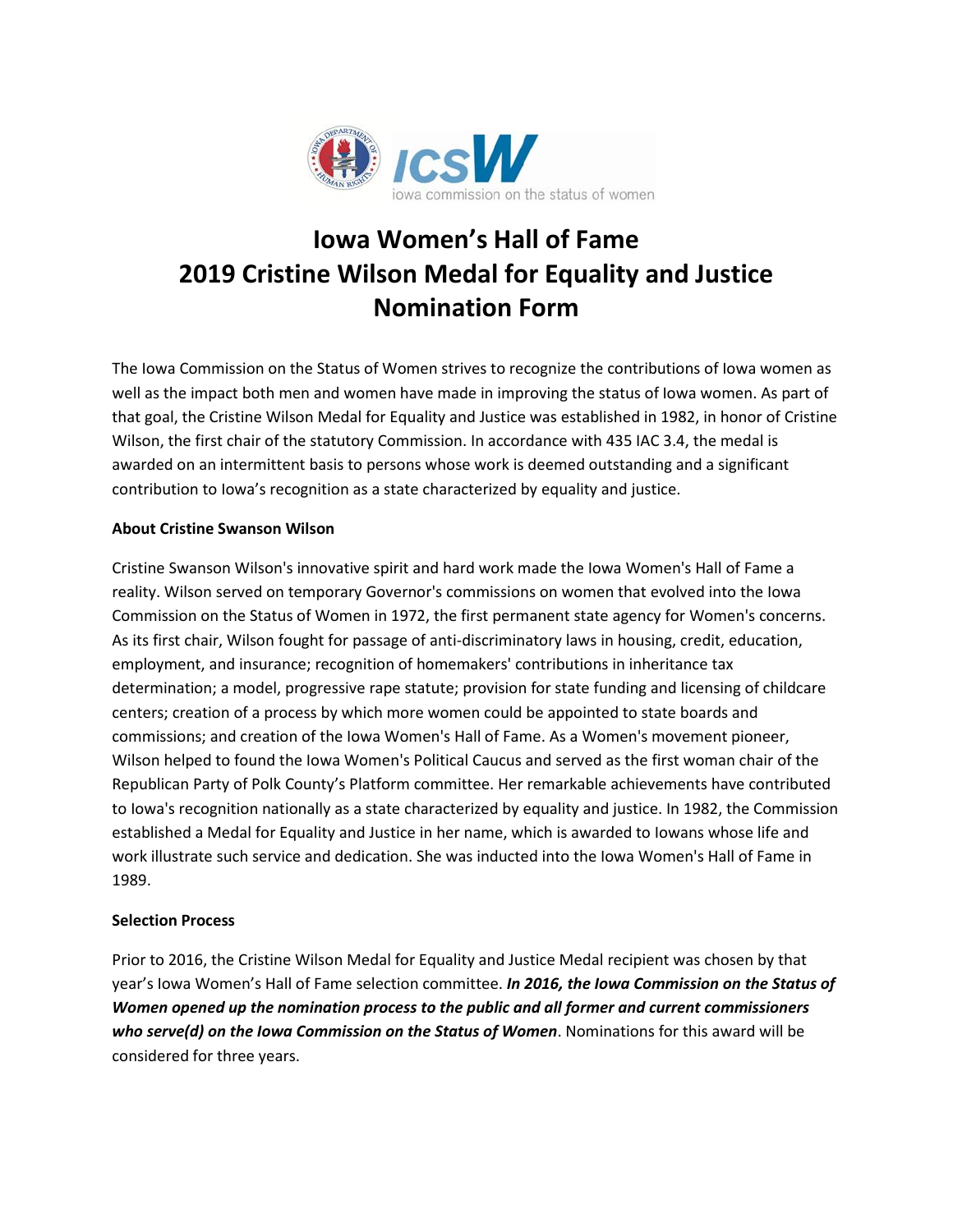# Iowa Women's Hall of Fame
# 2019 Cristine Wilson Medal for Equality and Justice
# Nomination Form

The Iowa Commission on the Status of Women strives to recognize the contributions of Iowa women as well as the impact both men and women have made in improving the status of Iowa women. As part of that goal, the Cristine Wilson Medal for Equality and Justice was established in 1982, in honor of Cristine Wilson, the first chair of the statutory Commission. In accordance with 435 IAC 3.4, the medal is awarded on an intermittent basis to persons whose work is deemed outstanding and a significant contribution to Iowa's recognition as a state characterized by equality and justice.

**About Cristine Swanson Wilson**

Cristine Swanson Wilson's innovative spirit and hard work made the Iowa Women's Hall of Fame a reality. Wilson served on temporary Governor's commissions on women that evolved into the Iowa Commission on the Status of Women in 1972, the first permanent state agency for Women's concerns. As its first chair, Wilson fought for passage of anti-discriminatory laws in housing, credit, education, employment, and insurance; recognition of homemakers' contributions in inheritance tax determination; a model, progressive rape statute; provision for state funding and licensing of childcare centers; creation of a process by which more women could be appointed to state boards and commissions; and creation of the Iowa Women's Hall of Fame. As a Women's movement pioneer, Wilson helped to found the Iowa Women's Political Caucus and served as the first woman chair of the Republican Party of Polk County's Platform committee. Her remarkable achievements have contributed to Iowa's recognition nationally as a state characterized by equality and justice. In 1982, the Commission established a Medal for Equality and Justice in her name, which is awarded to Iowans whose life and work illustrate such service and dedication. She was inducted into the Iowa Women's Hall of Fame in 1989.

**Selection Process**

Prior to 2016, the Cristine Wilson Medal for Equality and Justice Medal recipient was chosen by that year's Iowa Women's Hall of Fame selection committee. ***In 2016, the Iowa Commission on the Status of Women opened up the nomination process to the public and all former and current commissioners who serve(d) on the Iowa Commission on the Status of Women***. Nominations for this award will be considered for three years.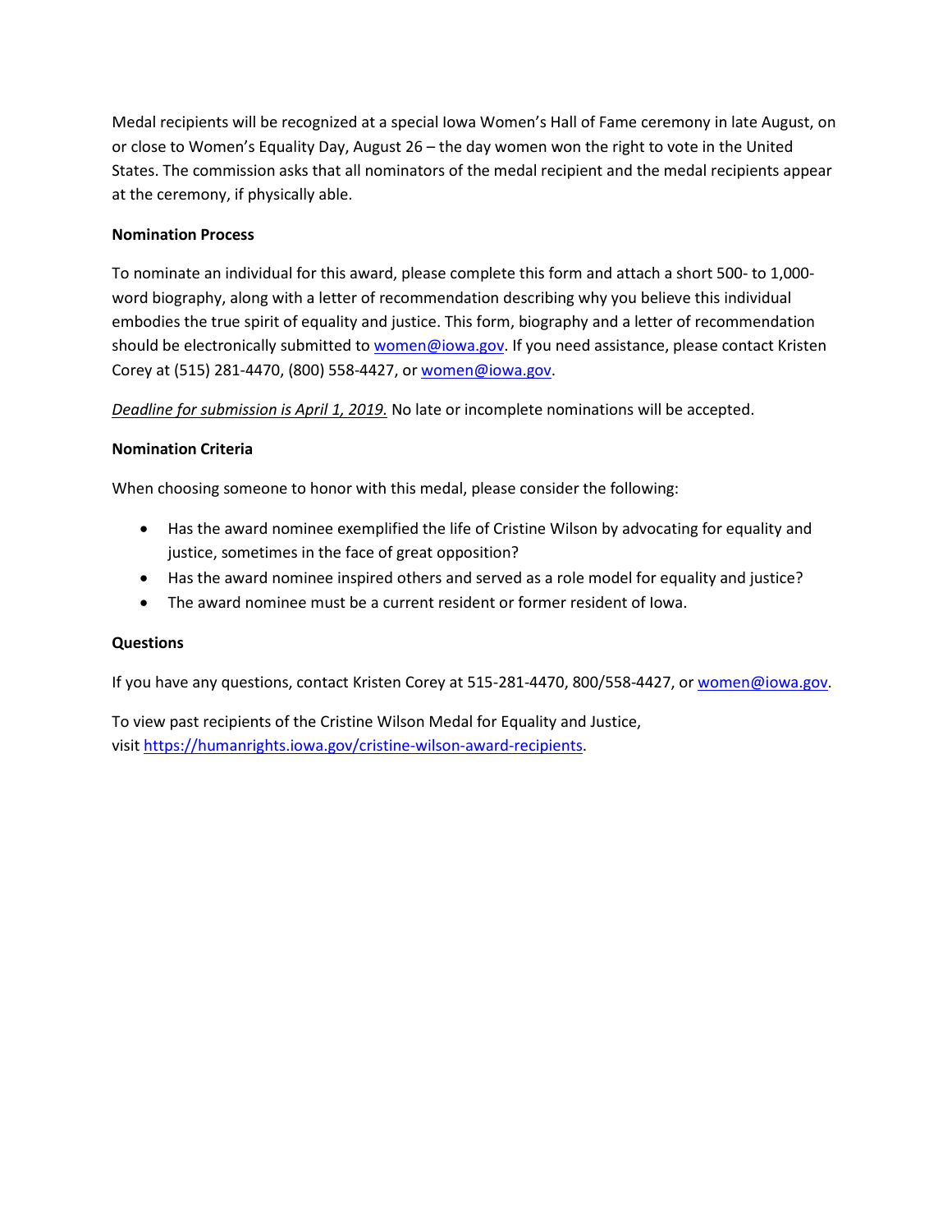Medal recipients will be recognized at a special Iowa Women's Hall of Fame ceremony in late August, on or close to Women's Equality Day, August 26 – the day women won the right to vote in the United States. The commission asks that all nominators of the medal recipient and the medal recipients appear at the ceremony, if physically able.

**Nomination Process**

To nominate an individual for this award, please complete this form and attach a short 500- to 1,000-word biography, along with a letter of recommendation describing why you believe this individual embodies the true spirit of equality and justice. This form, biography and a letter of recommendation should be electronically submitted to [women@iowa.gov](mailto:women@iowa.gov). If you need assistance, please contact Kristen Corey at (515) 281-4470, (800) 558-4427, or [women@iowa.gov](mailto:women@iowa.gov).

*Deadline for submission is April 1, 2019.* No late or incomplete nominations will be accepted.

**Nomination Criteria**

When choosing someone to honor with this medal, please consider the following:

- Has the award nominee exemplified the life of Cristine Wilson by advocating for equality and justice, sometimes in the face of great opposition?
- Has the award nominee inspired others and served as a role model for equality and justice?
- The award nominee must be a current resident or former resident of Iowa.

**Questions**

If you have any questions, contact Kristen Corey at 515-281-4470, 800/558-4427, or [women@iowa.gov](mailto:women@iowa.gov).

To view past recipients of the Cristine Wilson Medal for Equality and Justice, visit [https://humanrights.iowa.gov/cristine-wilson-award-recipients](https://humanrights.iowa.gov/cristine-wilson-award-recipients).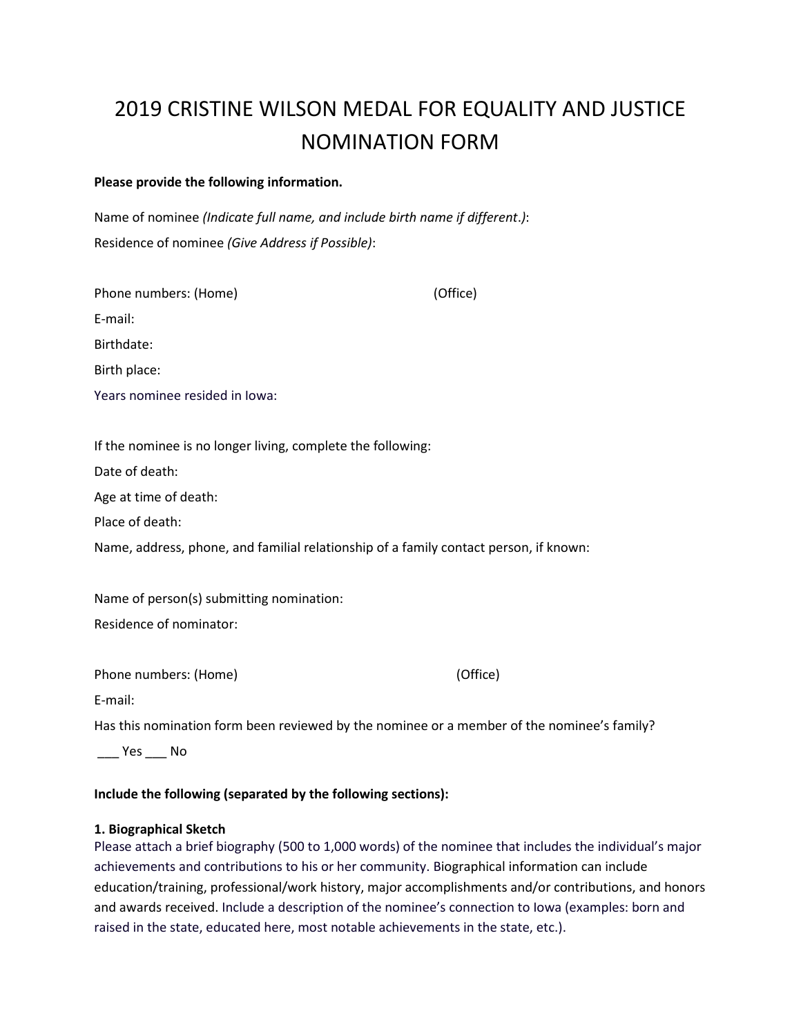# 2019 CRISTINE WILSON MEDAL FOR EQUALITY AND JUSTICE NOMINATION FORM

**Please provide the following information.**

Name of nominee *(Indicate full name, and include birth name if different.)*:

Residence of nominee *(Give Address if Possible)*:

Phone numbers: (Home) (Office)

E-mail:

Birthdate:

Birth place:

Years nominee resided in Iowa:

If the nominee is no longer living, complete the following:

Date of death:

Age at time of death:

Place of death:

Name, address, phone, and familial relationship of a family contact person, if known:

Name of person(s) submitting nomination:

Residence of nominator:

Phone numbers: (Home) (Office)

E-mail:

Has this nomination form been reviewed by the nominee or a member of the nominee's family?

___ Yes ___ No

**Include the following (separated by the following sections):**

**1. Biographical Sketch**

Please attach a brief biography (500 to 1,000 words) of the nominee that includes the individual's major achievements and contributions to his or her community. Biographical information can include education/training, professional/work history, major accomplishments and/or contributions, and honors and awards received. Include a description of the nominee's connection to Iowa (examples: born and raised in the state, educated here, most notable achievements in the state, etc.).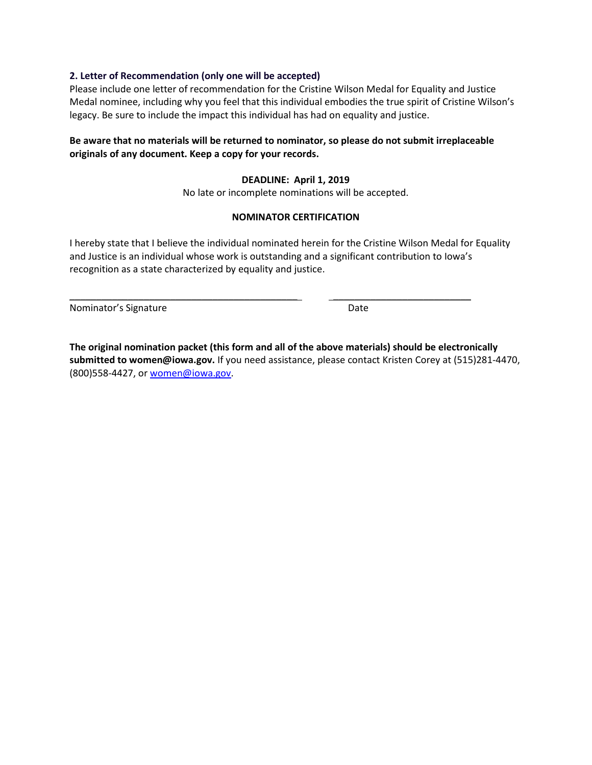**2. Letter of Recommendation (only one will be accepted)**

Please include one letter of recommendation for the Cristine Wilson Medal for Equality and Justice Medal nominee, including why you feel that this individual embodies the true spirit of Cristine Wilson's legacy. Be sure to include the impact this individual has had on equality and justice.

**Be aware that no materials will be returned to nominator, so please do not submit irreplaceable originals of any document. Keep a copy for your records.**

**DEADLINE: April 1, 2019**

No late or incomplete nominations will be accepted.

**NOMINATOR CERTIFICATION**

I hereby state that I believe the individual nominated herein for the Cristine Wilson Medal for Equality and Justice is an individual whose work is outstanding and a significant contribution to Iowa's recognition as a state characterized by equality and justice.

_____________________________________________ ___________________________

Nominator's Signature Date

**The original nomination packet (this form and all of the above materials) should be electronically submitted to women@iowa.gov.** If you need assistance, please contact Kristen Corey at (515)281-4470, (800)558-4427, or women@iowa.gov.